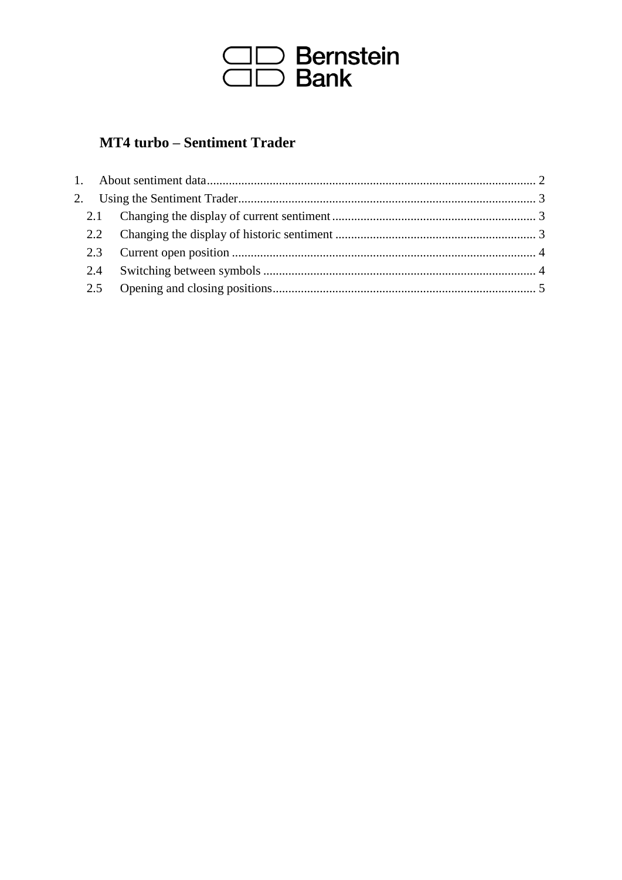Bernstein Bank

# MT4 turbo – Sentiment Trader

1. About sentiment data ........................................................................................................ 2
2. Using the Sentiment Trader ............................................................................................ 3
   - 2.1 Changing the display of current sentiment ................................................................ 3
   - 2.2 Changing the display of historic sentiment ............................................................... 3
   - 2.3 Current open position ................................................................................................ 4
   - 2.4 Switching between symbols ...................................................................................... 4
   - 2.5 Opening and closing positions ................................................................................... 5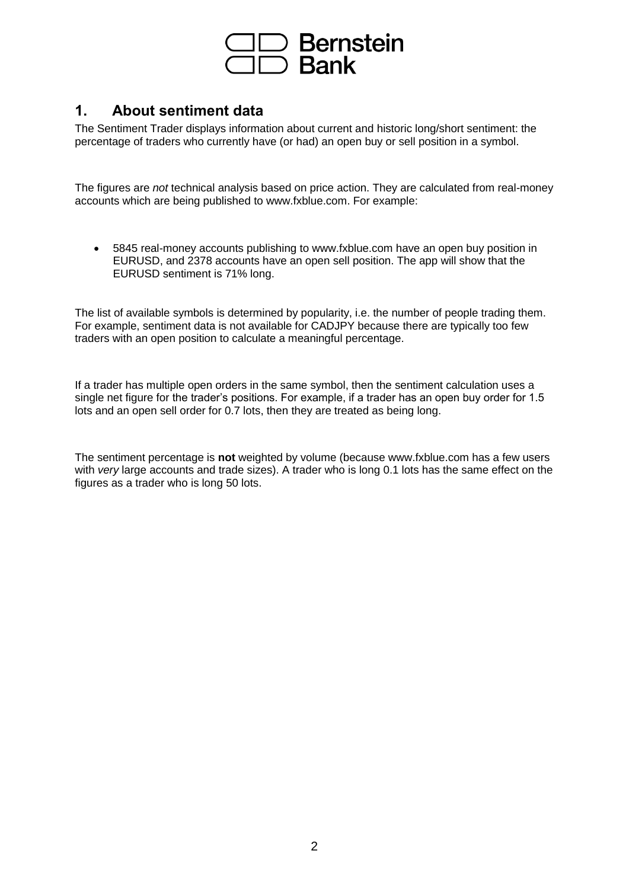## 1. About sentiment data

The Sentiment Trader displays information about current and historic long/short sentiment: the percentage of traders who currently have (or had) an open buy or sell position in a symbol.

The figures are *not* technical analysis based on price action. They are calculated from real-money accounts which are being published to www.fxblue.com. For example:

- 5845 real-money accounts publishing to www.fxblue.com have an open buy position in EURUSD, and 2378 accounts have an open sell position. The app will show that the EURUSD sentiment is 71% long.

The list of available symbols is determined by popularity, i.e. the number of people trading them. For example, sentiment data is not available for CADJPY because there are typically too few traders with an open position to calculate a meaningful percentage.

If a trader has multiple open orders in the same symbol, then the sentiment calculation uses a single net figure for the trader's positions. For example, if a trader has an open buy order for 1.5 lots and an open sell order for 0.7 lots, then they are treated as being long.

The sentiment percentage is **not** weighted by volume (because www.fxblue.com has a few users with *very* large accounts and trade sizes). A trader who is long 0.1 lots has the same effect on the figures as a trader who is long 50 lots.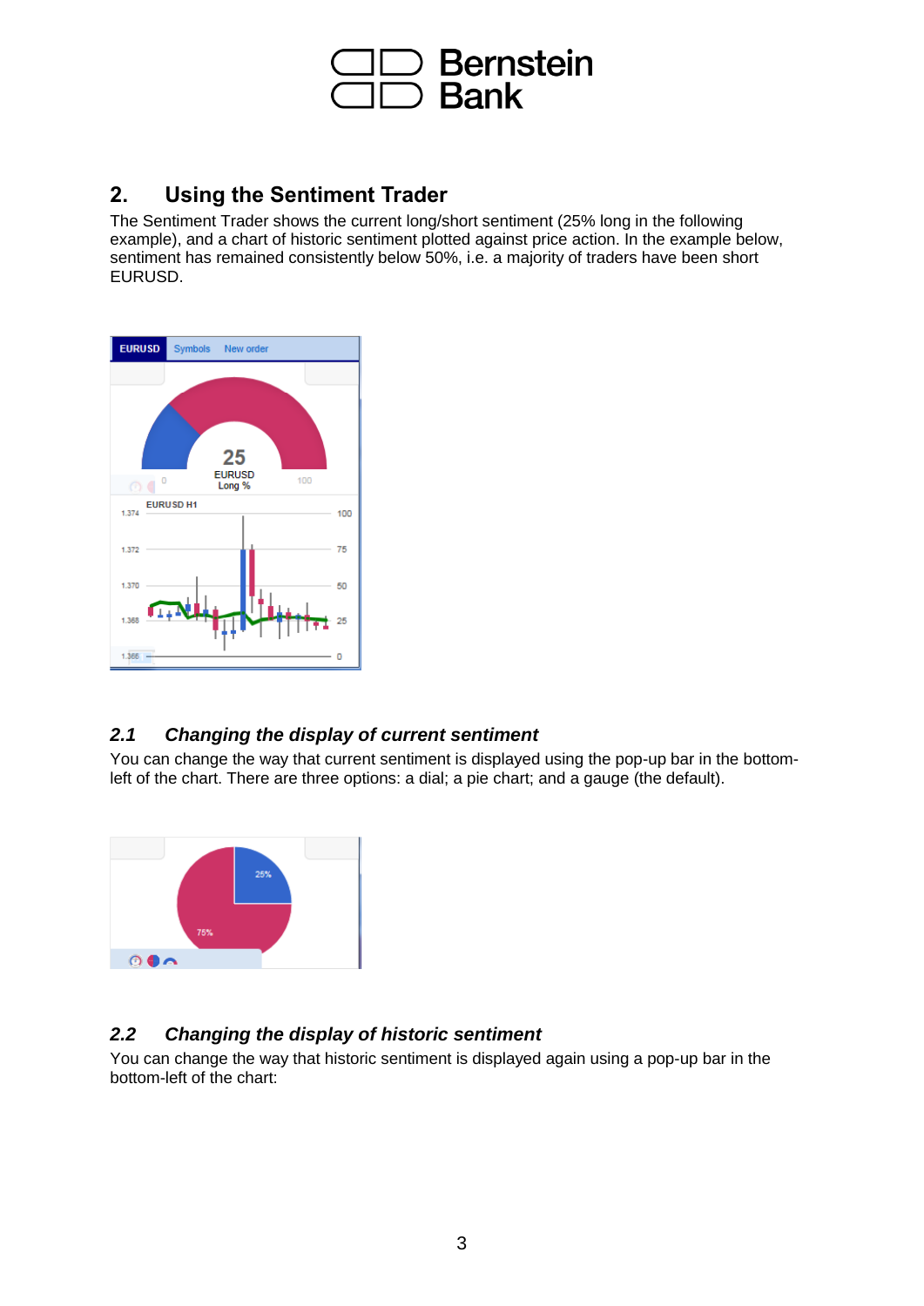## 2. Using the Sentiment Trader

The Sentiment Trader shows the current long/short sentiment (25% long in the following example), and a chart of historic sentiment plotted against price action. In the example below, sentiment has remained consistently below 50%, i.e. a majority of traders have been short EURUSD.

### *2.1 Changing the display of current sentiment*

You can change the way that current sentiment is displayed using the pop-up bar in the bottom-left of the chart. There are three options: a dial; a pie chart; and a gauge (the default).

### *2.2 Changing the display of historic sentiment*

You can change the way that historic sentiment is displayed again using a pop-up bar in the bottom-left of the chart: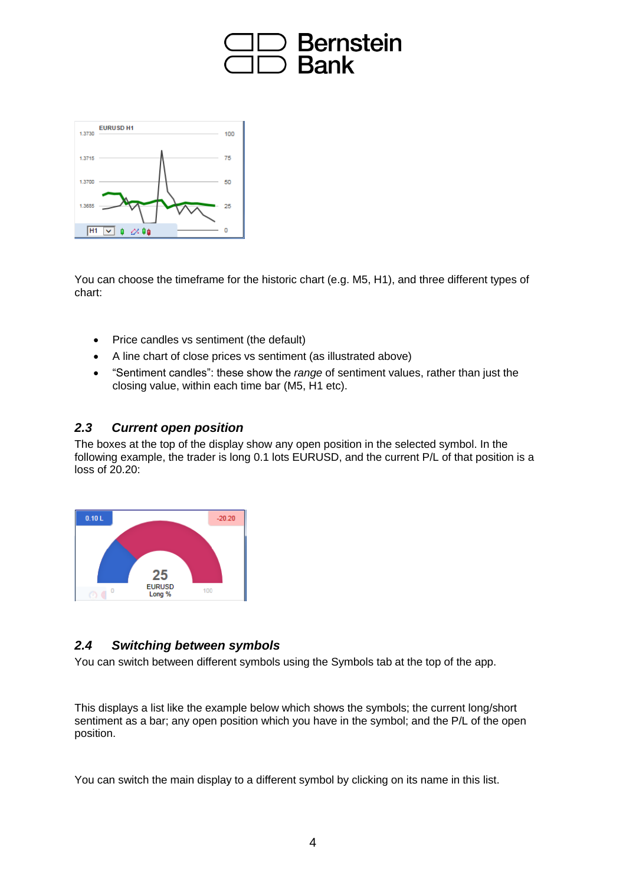You can choose the timeframe for the historic chart (e.g. M5, H1), and three different types of chart:

- Price candles vs sentiment (the default)
- A line chart of close prices vs sentiment (as illustrated above)
- “Sentiment candles”: these show the *range* of sentiment values, rather than just the closing value, within each time bar (M5, H1 etc).

## *2.3 Current open position*

The boxes at the top of the display show any open position in the selected symbol. In the following example, the trader is long 0.1 lots EURUSD, and the current P/L of that position is a loss of 20.20:

## *2.4 Switching between symbols*

You can switch between different symbols using the Symbols tab at the top of the app.

This displays a list like the example below which shows the symbols; the current long/short sentiment as a bar; any open position which you have in the symbol; and the P/L of the open position.

You can switch the main display to a different symbol by clicking on its name in this list.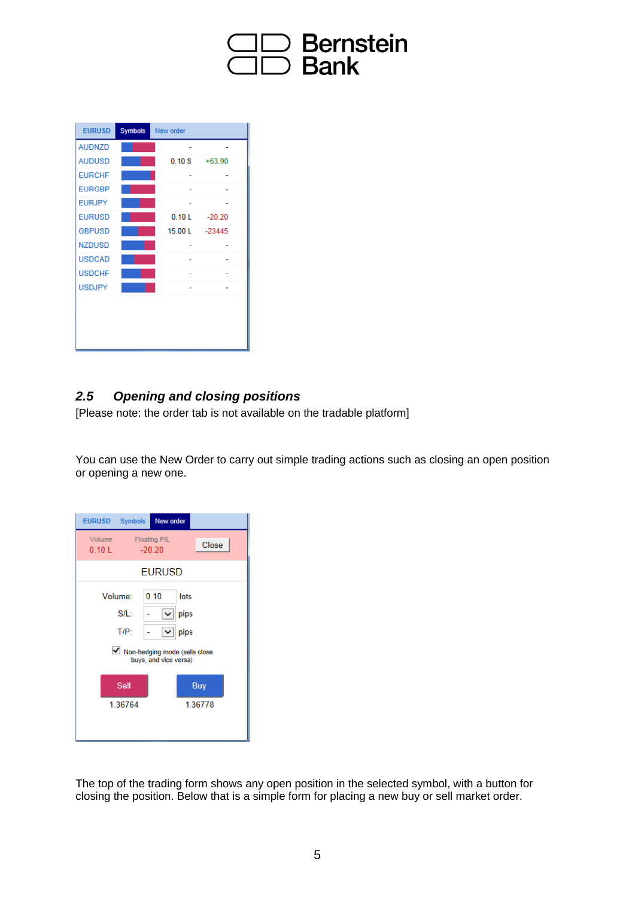| EURUSD | Symbols | New order | |
|---|---|---|---|
| AUDNZD | | - | - |
| AUDUSD | | 0.10 S | +63.90 |
| EURCHF | | - | - |
| EURGBP | | - | - |
| EURJPY | | - | - |
| EURUSD | | 0.10 L | -20.20 |
| GBPUSD | | 15.00 L | -23445 |
| NZDUSD | | - | - |
| USDCAD | | - | - |
| USDCHF | | - | - |
| USDJPY | | - | - |

## 2.5 *Opening and closing positions*

[Please note: the order tab is not available on the tradable platform]

You can use the New Order to carry out simple trading actions such as closing an open position or opening a new one.

EURUSD | Symbols | New order

Volume: 0.10 L — Floating P/L: -20.20 — Close

EURUSD

Volume: 0.10 lots

S/L: - pips

T/P: - pips

☑ Non-hedging mode (sells close buys, and vice versa)

Sell 1.36764 — Buy 1.36778

The top of the trading form shows any open position in the selected symbol, with a button for closing the position. Below that is a simple form for placing a new buy or sell market order.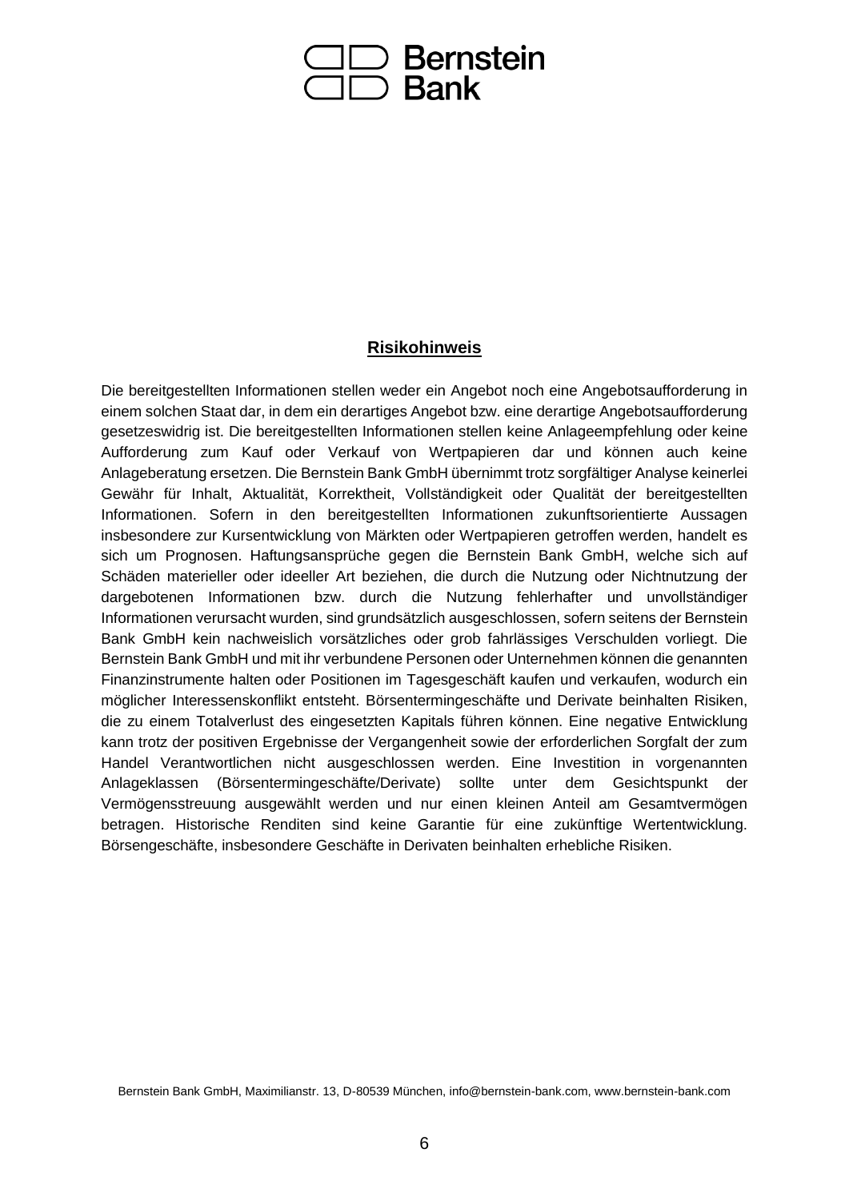Bernstein Bank

## Risikohinweis

Die bereitgestellten Informationen stellen weder ein Angebot noch eine Angebotsaufforderung in einem solchen Staat dar, in dem ein derartiges Angebot bzw. eine derartige Angebotsaufforderung gesetzeswidrig ist. Die bereitgestellten Informationen stellen keine Anlageempfehlung oder keine Aufforderung zum Kauf oder Verkauf von Wertpapieren dar und können auch keine Anlageberatung ersetzen. Die Bernstein Bank GmbH übernimmt trotz sorgfältiger Analyse keinerlei Gewähr für Inhalt, Aktualität, Korrektheit, Vollständigkeit oder Qualität der bereitgestellten Informationen. Sofern in den bereitgestellten Informationen zukunftsorientierte Aussagen insbesondere zur Kursentwicklung von Märkten oder Wertpapieren getroffen werden, handelt es sich um Prognosen. Haftungsansprüche gegen die Bernstein Bank GmbH, welche sich auf Schäden materieller oder ideeller Art beziehen, die durch die Nutzung oder Nichtnutzung der dargebotenen Informationen bzw. durch die Nutzung fehlerhafter und unvollständiger Informationen verursacht wurden, sind grundsätzlich ausgeschlossen, sofern seitens der Bernstein Bank GmbH kein nachweislich vorsätzliches oder grob fahrlässiges Verschulden vorliegt. Die Bernstein Bank GmbH und mit ihr verbundene Personen oder Unternehmen können die genannten Finanzinstrumente halten oder Positionen im Tagesgeschäft kaufen und verkaufen, wodurch ein möglicher Interessenskonflikt entsteht. Börsentermingeschäfte und Derivate beinhalten Risiken, die zu einem Totalverlust des eingesetzten Kapitals führen können. Eine negative Entwicklung kann trotz der positiven Ergebnisse der Vergangenheit sowie der erforderlichen Sorgfalt der zum Handel Verantwortlichen nicht ausgeschlossen werden. Eine Investition in vorgenannten Anlageklassen (Börsentermingeschäfte/Derivate) sollte unter dem Gesichtspunkt der Vermögensstreuung ausgewählt werden und nur einen kleinen Anteil am Gesamtvermögen betragen. Historische Renditen sind keine Garantie für eine zukünftige Wertentwicklung. Börsengeschäfte, insbesondere Geschäfte in Derivaten beinhalten erhebliche Risiken.

Bernstein Bank GmbH, Maximilianstr. 13, D-80539 München, info@bernstein-bank.com, www.bernstein-bank.com